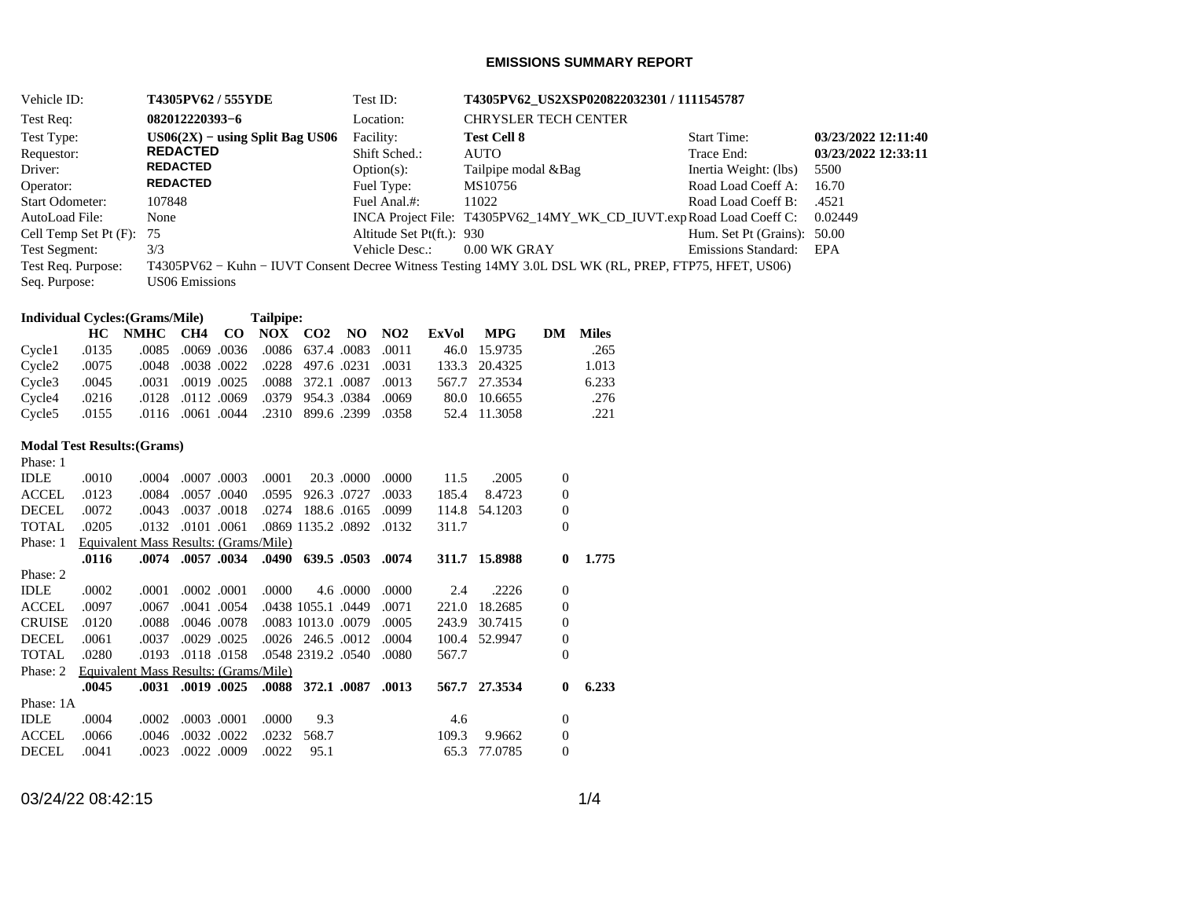## EMISSIONS SUMMARY REPORT

| | | | | | |
|---|---|---|---|---|---|
| Vehicle ID: | **T4305PV62 / 555YDE** | Test ID: | **T4305PV62_US2XSP020822032301 / 1111545787** | | |
| Test Req: | **082012220393−6** | Location: | CHRYSLER TECH CENTER | | |
| Test Type: | **US06(2X) − using Split Bag US06** | Facility: | **Test Cell 8** | Start Time: | **03/23/2022 12:11:40** |
| Requestor: | **REDACTED** | Shift Sched.: | AUTO | Trace End: | **03/23/2022 12:33:11** |
| Driver: | **REDACTED** | Option(s): | Tailpipe modal &Bag | Inertia Weight: (lbs) | 5500 |
| Operator: | **REDACTED** | Fuel Type: | MS10756 | Road Load Coeff A: | 16.70 |
| Start Odometer: | 107848 | Fuel Anal.#: | 11022 | Road Load Coeff B: | .4521 |
| AutoLoad File: | None | INCA Project File: | T4305PV62_14MY_WK_CD_IUVT.exp | Road Load Coeff C: | 0.02449 |
| Cell Temp Set Pt (F): | 75 | Altitude Set Pt(ft.): | 930 | Hum. Set Pt (Grains): | 50.00 |
| Test Segment: | 3/3 | Vehicle Desc.: | 0.00 WK GRAY | Emissions Standard: | EPA |

Test Req. Purpose: T4305PV62 − Kuhn − IUVT Consent Decree Witness Testing 14MY 3.0L DSL WK (RL, PREP, FTP75, HFET, US06)

Seq. Purpose: US06 Emissions

**Individual Cycles:(Grams/Mile)** **Tailpipe:**

| | HC | NMHC | CH4 | CO | NOX | CO2 | NO | NO2 | ExVol | MPG | DM | Miles |
|---|---|---|---|---|---|---|---|---|---|---|---|---|
| Cycle1 | .0135 | .0085 | .0069 | .0036 | .0086 | 637.4 | .0083 | .0011 | 46.0 | 15.9735 | | .265 |
| Cycle2 | .0075 | .0048 | .0038 | .0022 | .0228 | 497.6 | .0231 | .0031 | 133.3 | 20.4325 | | 1.013 |
| Cycle3 | .0045 | .0031 | .0019 | .0025 | .0088 | 372.1 | .0087 | .0013 | 567.7 | 27.3534 | | 6.233 |
| Cycle4 | .0216 | .0128 | .0112 | .0069 | .0379 | 954.3 | .0384 | .0069 | 80.0 | 10.6655 | | .276 |
| Cycle5 | .0155 | .0116 | .0061 | .0044 | .2310 | 899.6 | .2399 | .0358 | 52.4 | 11.3058 | | .221 |

**Modal Test Results:(Grams)**

| | HC | NMHC | CH4 | CO | NOX | CO2 | NO | NO2 | ExVol | MPG | DM | Miles |
|---|---|---|---|---|---|---|---|---|---|---|---|---|
| Phase: 1 | | | | | | | | | | | | |
| IDLE | .0010 | .0004 | .0007 | .0003 | .0001 | 20.3 | .0000 | .0000 | 11.5 | .2005 | 0 | |
| ACCEL | .0123 | .0084 | .0057 | .0040 | .0595 | 926.3 | .0727 | .0033 | 185.4 | 8.4723 | 0 | |
| DECEL | .0072 | .0043 | .0037 | .0018 | .0274 | 188.6 | .0165 | .0099 | 114.8 | 54.1203 | 0 | |
| TOTAL | .0205 | .0132 | .0101 | .0061 | .0869 | 1135.2 | .0892 | .0132 | 311.7 | | 0 | |
| Phase: 1 | Equivalent Mass Results: (Grams/Mile) | | | | | | | | | | | |
| | **.0116** | **.0074** | **.0057** | **.0034** | **.0490** | **639.5** | **.0503** | **.0074** | **311.7** | **15.8988** | **0** | **1.775** |
| Phase: 2 | | | | | | | | | | | | |
| IDLE | .0002 | .0001 | .0002 | .0001 | .0000 | 4.6 | .0000 | .0000 | 2.4 | .2226 | 0 | |
| ACCEL | .0097 | .0067 | .0041 | .0054 | .0438 | 1055.1 | .0449 | .0071 | 221.0 | 18.2685 | 0 | |
| CRUISE | .0120 | .0088 | .0046 | .0078 | .0083 | 1013.0 | .0079 | .0005 | 243.9 | 30.7415 | 0 | |
| DECEL | .0061 | .0037 | .0029 | .0025 | .0026 | 246.5 | .0012 | .0004 | 100.4 | 52.9947 | 0 | |
| TOTAL | .0280 | .0193 | .0118 | .0158 | .0548 | 2319.2 | .0540 | .0080 | 567.7 | | 0 | |
| Phase: 2 | Equivalent Mass Results: (Grams/Mile) | | | | | | | | | | | |
| | **.0045** | **.0031** | **.0019** | **.0025** | **.0088** | **372.1** | **.0087** | **.0013** | **567.7** | **27.3534** | **0** | **6.233** |
| Phase: 1A | | | | | | | | | | | | |
| IDLE | .0004 | .0002 | .0003 | .0001 | .0000 | 9.3 | | | 4.6 | | 0 | |
| ACCEL | .0066 | .0046 | .0032 | .0022 | .0232 | 568.7 | | | 109.3 | 9.9662 | 0 | |
| DECEL | .0041 | .0023 | .0022 | .0009 | .0022 | 95.1 | | | 65.3 | 77.0785 | 0 | |

03/24/22 08:42:15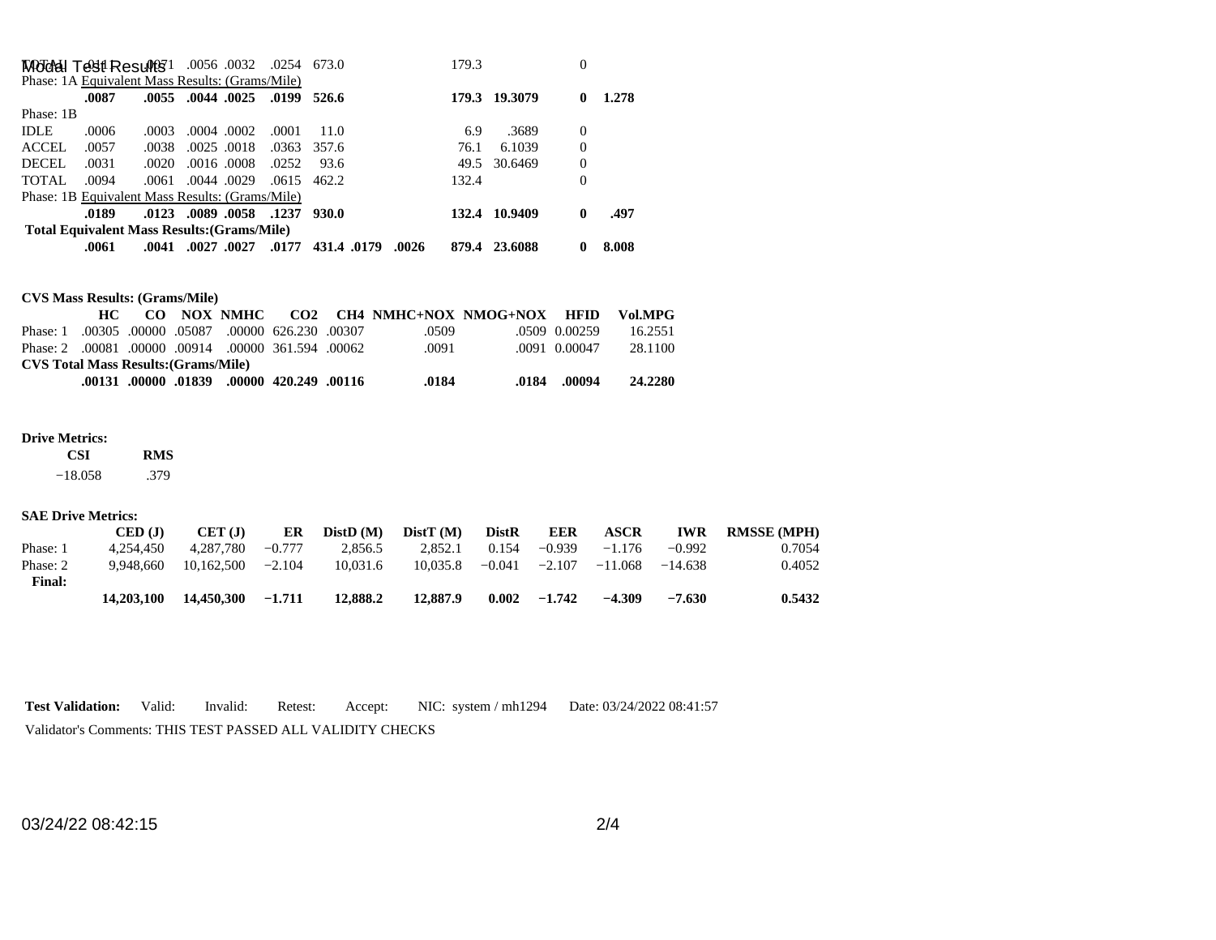| | | | | | | | | | | | | |
|---|---|---|---|---|---|---|---|---|---|---|---|---|
| TOTAL | .011 | .0071 | .0056 | .0032 | .0254 | 673.0 | | | 179.3 | | 0 | |
| Phase: 1A Equivalent Mass Results: (Grams/Mile) | | | | | | | | | | | | |
| | **.0087** | **.0055** | **.0044** | **.0025** | **.0199** | **526.6** | | | **179.3** | **19.3079** | **0** | **1.278** |
| Phase: 1B | | | | | | | | | | | | |
| IDLE | .0006 | .0003 | .0004 | .0002 | .0001 | 11.0 | | | 6.9 | .3689 | 0 | |
| ACCEL | .0057 | .0038 | .0025 | .0018 | .0363 | 357.6 | | | 76.1 | 6.1039 | 0 | |
| DECEL | .0031 | .0020 | .0016 | .0008 | .0252 | 93.6 | | | 49.5 | 30.6469 | 0 | |
| TOTAL | .0094 | .0061 | .0044 | .0029 | .0615 | 462.2 | | | 132.4 | | 0 | |
| Phase: 1B Equivalent Mass Results: (Grams/Mile) | | | | | | | | | | | | |
| | **.0189** | **.0123** | **.0089** | **.0058** | **.1237** | **930.0** | | | **132.4** | **10.9409** | **0** | **.497** |
| **Total Equivalent Mass Results:(Grams/Mile)** | | | | | | | | | | | | |
| | **.0061** | **.0041** | **.0027** | **.0027** | **.0177** | **431.4** | **.0179** | **.0026** | **879.4** | **23.6088** | **0** | **8.008** |

**CVS Mass Results: (Grams/Mile)**

| | HC | CO | NOX | NMHC | CO2 | CH4 | NMHC+NOX | NMOG+NOX | HFID | Vol.MPG |
|---|---|---|---|---|---|---|---|---|---|---|
| Phase: 1 | .00305 | .00000 | .05087 | .00000 | 626.230 | .00307 | .0509 | .0509 | 0.00259 | 16.2551 |
| Phase: 2 | .00081 | .00000 | .00914 | .00000 | 361.594 | .00062 | .0091 | .0091 | 0.00047 | 28.1100 |
| **CVS Total Mass Results:(Grams/Mile)** | | | | | | | | | | |
| | **.00131** | **.00000** | **.01839** | **.00000** | **420.249** | **.00116** | **.0184** | **.0184** | **.00094** | **24.2280** |

**Drive Metrics:**

| CSI | RMS |
|---|---|
| −18.058 | .379 |

**SAE Drive Metrics:**

| | CED (J) | CET (J) | ER | DistD (M) | DistT (M) | DistR | EER | ASCR | IWR | RMSSE (MPH) |
|---|---|---|---|---|---|---|---|---|---|---|
| Phase: 1 | 4,254,450 | 4,287,780 | −0.777 | 2,856.5 | 2,852.1 | 0.154 | −0.939 | −1.176 | −0.992 | 0.7054 |
| Phase: 2 | 9,948,660 | 10,162,500 | −2.104 | 10,031.6 | 10,035.8 | −0.041 | −2.107 | −11.068 | −14.638 | 0.4052 |
| **Final:** | **14,203,100** | **14,450,300** | **−1.711** | **12,888.2** | **12,887.9** | **0.002** | **−1.742** | **−4.309** | **−7.630** | **0.5432** |

**Test Validation:** Valid: Invalid: Retest: Accept: NIC: system / mh1294 Date: 03/24/2022 08:41:57

Validator's Comments: THIS TEST PASSED ALL VALIDITY CHECKS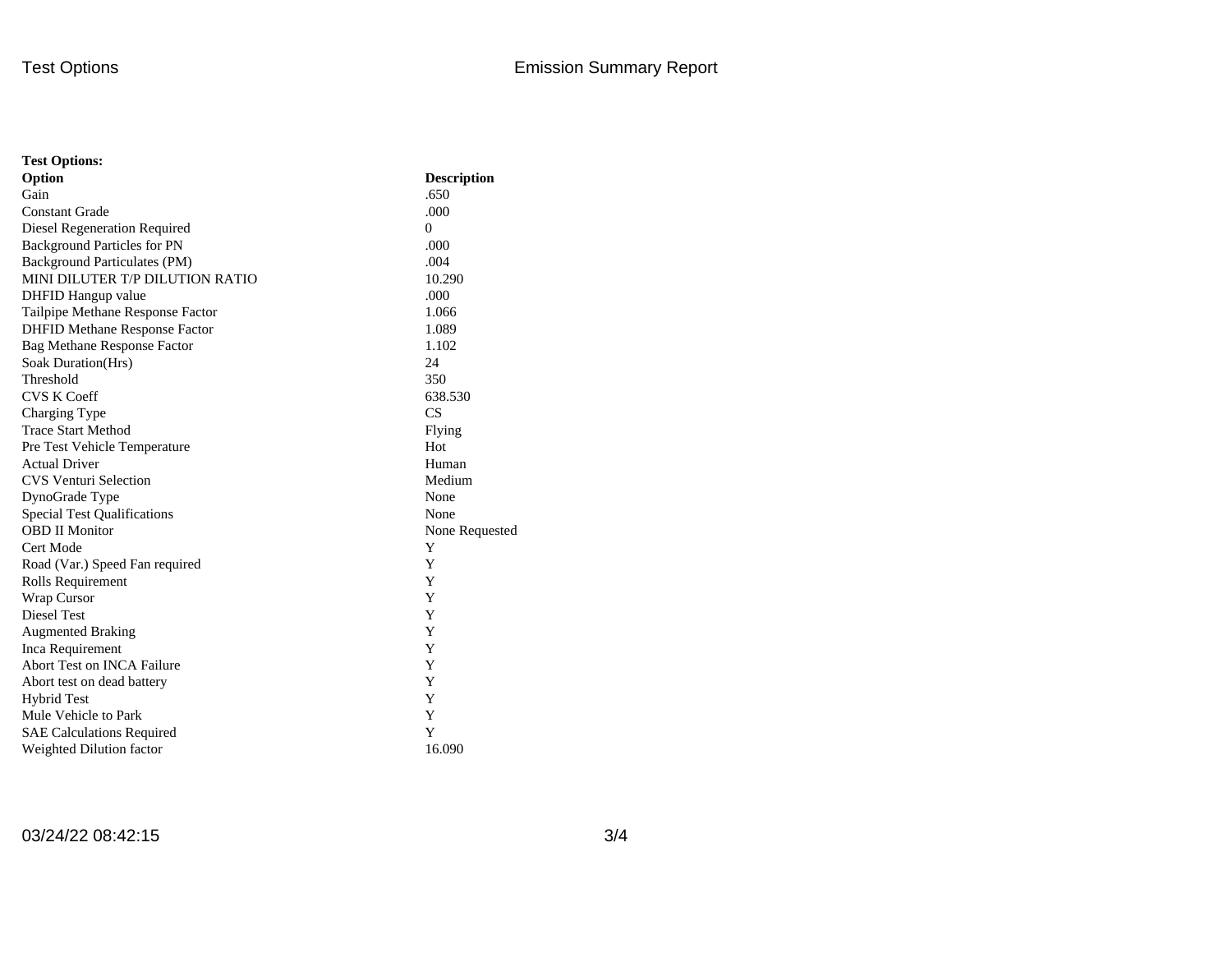**Test Options:**

| Option | Description |
| --- | --- |
| Gain | .650 |
| Constant Grade | .000 |
| Diesel Regeneration Required | 0 |
| Background Particles for PN | .000 |
| Background Particulates (PM) | .004 |
| MINI DILUTER T/P DILUTION RATIO | 10.290 |
| DHFID Hangup value | .000 |
| Tailpipe Methane Response Factor | 1.066 |
| DHFID Methane Response Factor | 1.089 |
| Bag Methane Response Factor | 1.102 |
| Soak Duration(Hrs) | 24 |
| Threshold | 350 |
| CVS K Coeff | 638.530 |
| Charging Type | CS |
| Trace Start Method | Flying |
| Pre Test Vehicle Temperature | Hot |
| Actual Driver | Human |
| CVS Venturi Selection | Medium |
| DynoGrade Type | None |
| Special Test Qualifications | None |
| OBD II Monitor | None Requested |
| Cert Mode | Y |
| Road (Var.) Speed Fan required | Y |
| Rolls Requirement | Y |
| Wrap Cursor | Y |
| Diesel Test | Y |
| Augmented Braking | Y |
| Inca Requirement | Y |
| Abort Test on INCA Failure | Y |
| Abort test on dead battery | Y |
| Hybrid Test | Y |
| Mule Vehicle to Park | Y |
| SAE Calculations Required | Y |
| Weighted Dilution factor | 16.090 |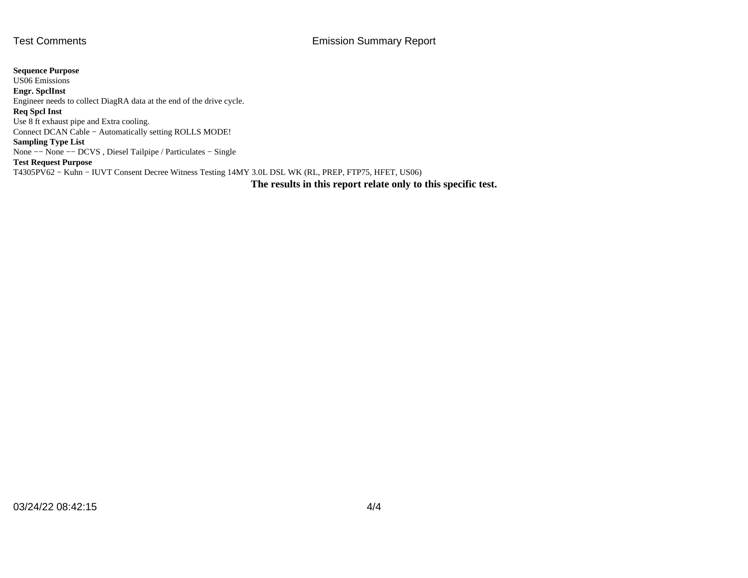Test Comments

Emission Summary Report

**Sequence Purpose**
US06 Emissions
**Engr. SpclInst**
Engineer needs to collect DiagRA data at the end of the drive cycle.
**Req Spcl Inst**
Use 8 ft exhaust pipe and Extra cooling.
Connect DCAN Cable − Automatically setting ROLLS MODE!
**Sampling Type List**
None −− None −− DCVS , Diesel Tailpipe / Particulates − Single
**Test Request Purpose**
T4305PV62 − Kuhn − IUVT Consent Decree Witness Testing 14MY 3.0L DSL WK (RL, PREP, FTP75, HFET, US06)

**The results in this report relate only to this specific test.**

03/24/22 08:42:15